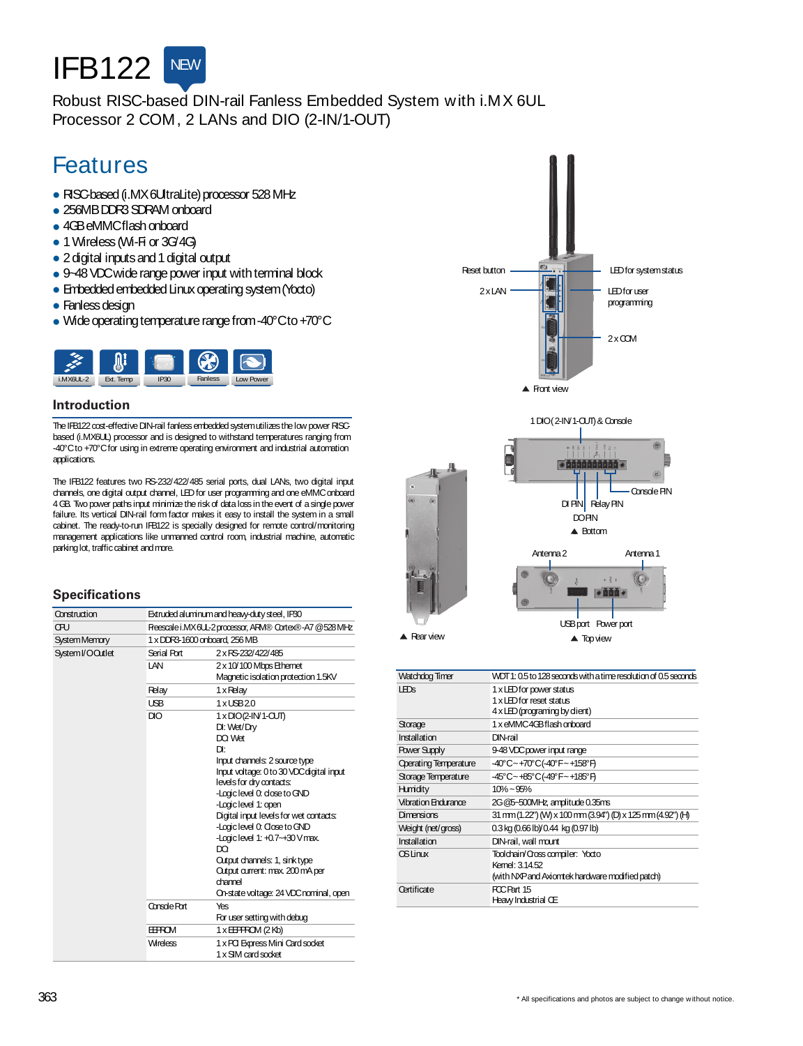# IFB122

NEW

Robust RISC-based DIN-rail Fanless Embedded System with i.MX 6UL Processor 2 COM, 2 LANs and DIO (2-IN/1-OUT)

## Features

- RISC-based (i.MX 6UltraLite) processor 528 MHz
- 256MB DDR3 SDRAM onboard
- 4GB eMMC flash onboard
- 1 Wireless (Wi-Fi or 3G/4G)
- 2 digital inputs and 1 digital output
- 9~48 VDC wide range power input with terminal block
- Embedded embedded Linux operating system (Yocto)
- Fanless design
- Wide operating temperature range from -40°C to +70°C

i.MX6UL-2 | Ext. Temp | IP30 | Fanless | Low Power

Reset button, 2 x LAN, LED for system status, LED for user programming, 2 x COM

▲ Front view

1 DIO (2-IN/1-OUT) & Console, Console PIN, DI PIN, Relay PIN, DO PIN

▲ Bottom

Antenna 2, Antenna 1, USB port, Power port

▲ Top view

▲ Rear view

## Introduction

The IFB122 cost-effective DIN-rail fanless embedded system utilizes the low power RISC-based (i.MX6UL) processor and is designed to withstand temperatures ranging from -40°C to +70°C for using in extreme operating environment and industrial automation applications.

The IFB122 features two RS-232/422/485 serial ports, dual LANs, two digital input channels, one digital output channel, LED for user programming and one eMMC onboard 4 GB. Two power paths input minimize the risk of data loss in the event of a single power failure. Its vertical DIN-rail form factor makes it easy to install the system in a small cabinet. The ready-to-run IFB122 is specially designed for remote control/monitoring management applications like unmanned control room, industrial machine, automatic parking lot, traffic cabinet and more.

## Specifications

| | | |
|---|---|---|
| Construction | Extruded aluminum and heavy-duty steel, IP30 | |
| CPU | Freescale i.MX 6UL-2 processor, ARM® Cortex®-A7 @ 528 MHz | |
| System Memory | 1 x DDR3-1600 onboard, 256 MB | |
| System I/O Outlet | Serial Port | 2 x RS-232/422/485 |
| | LAN | 2 x 10/100 Mbps Ethernet<br>Magnetic isolation protection 1.5KV |
| | Relay | 1 x Relay |
| | USB | 1 x USB 2.0 |
| | DIO | 1 x DIO (2-IN/1-OUT)<br>DI: Wet/Dry<br>DO: Wet<br>DI:<br>Input channels: 2 source type<br>Input voltage: 0 to 30 VDC digital input levels for dry contacts:<br>-Logic level 0: close to GND<br>-Logic level 1: open<br>Digital input levels for wet contacts:<br>-Logic level 0: Close to GND<br>-Logic level 1: +0.7~+30 V max.<br>DO:<br>Output channels: 1, sink type<br>Output current: max. 200 mA per channel<br>On-state voltage: 24 VDC nominal, open |
| | Console Port | Yes<br>For user setting with debug |
| | EEPROM | 1 x EEPROM (2 Kb) |
| | Wireless | 1 x PCI Express Mini Card socket<br>1 x SIM card socket |
| Watchdog Timer | WDT 1: 0.5 to 128 seconds with a time resolution of 0.5 seconds | |
| LEDs | 1 x LED for power status<br>1 x LED for reset status<br>4 x LED (programing by client) | |
| Storage | 1 x eMMC 4GB flash onboard | |
| Installation | DIN-rail | |
| Power Supply | 9-48 VDC power input range | |
| Operating Temperature | -40°C ~ +70°C (-40°F ~ +158°F) | |
| Storage Temperature | -45°C ~ +85°C (-49°F ~ +185°F) | |
| Humidity | 10% ~ 95% | |
| Vibration Endurance | 2G @5~500MHz, amplitude 0.35ms | |
| Dimensions | 31 mm (1.22") (W) x 100 mm (3.94") (D) x 125 mm (4.92") (H) | |
| Weight (net/gross) | 0.3 kg (0.66 lb)/0.44 kg (0.97 lb) | |
| Installation | DIN-rail, wall mount | |
| OS Linux | Toolchain/Cross compiler: Yocto<br>Kernel: 3.14.52<br>(with NXP and Axiomtek hardware modified patch) | |
| Certificate | FCC Part 15<br>Heavy Industrial CE | |

\* All specifications and photos are subject to change without notice.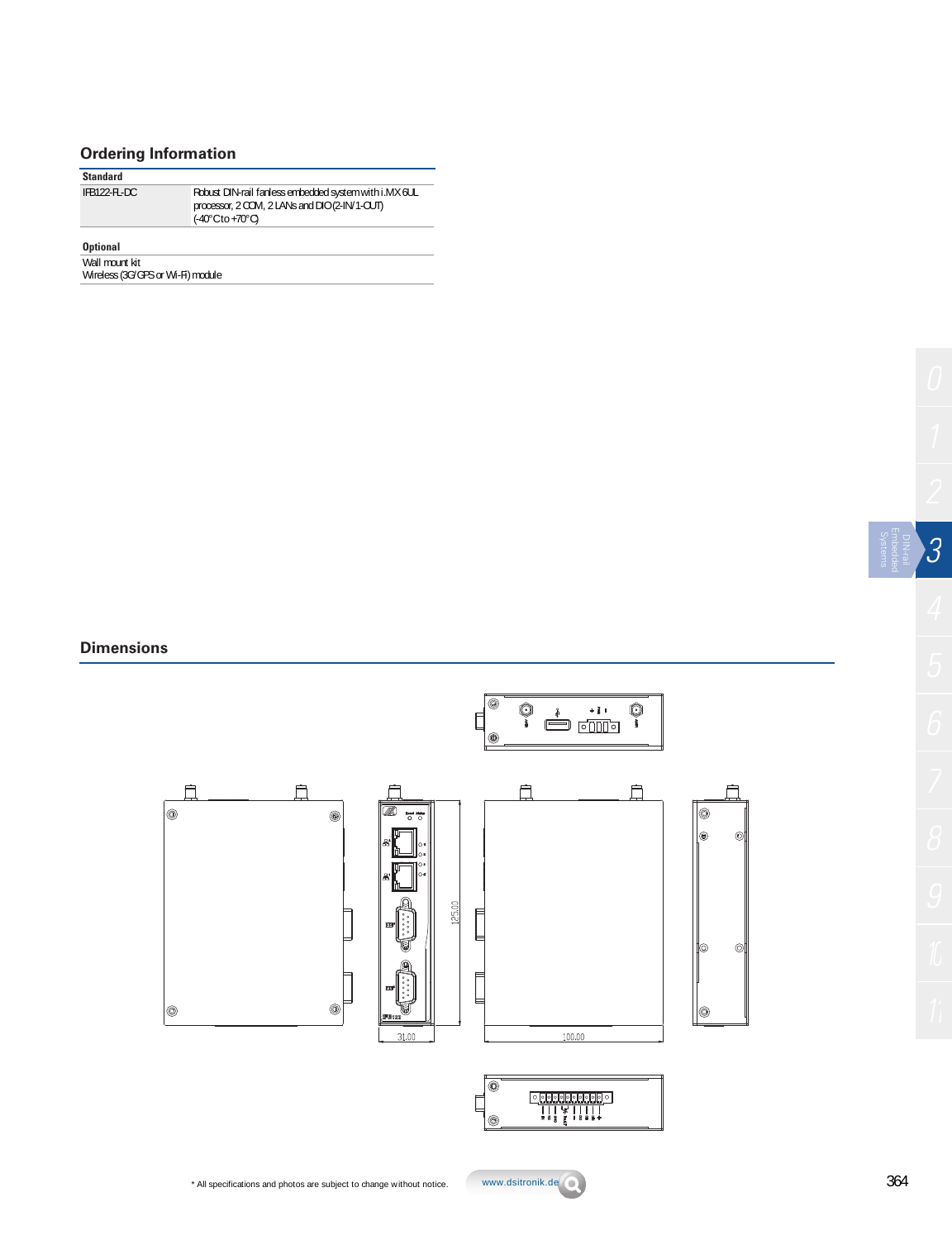## Ordering Information

| Standard | |
|---|---|
| IFB122-FL-DC | Robust DIN-rail fanless embedded system with i.MX 6UL processor, 2 COM, 2 LANs and DIO (2-IN/1-OUT) (-40°C to +70°C) |

| Optional |
|---|
| Wall mount kit |
| Wireless (3G/GPS or Wi-Fi) module |

## Dimensions

125.00

31.00

100.00

* All specifications and photos are subject to change without notice.

www.dsitronik.de